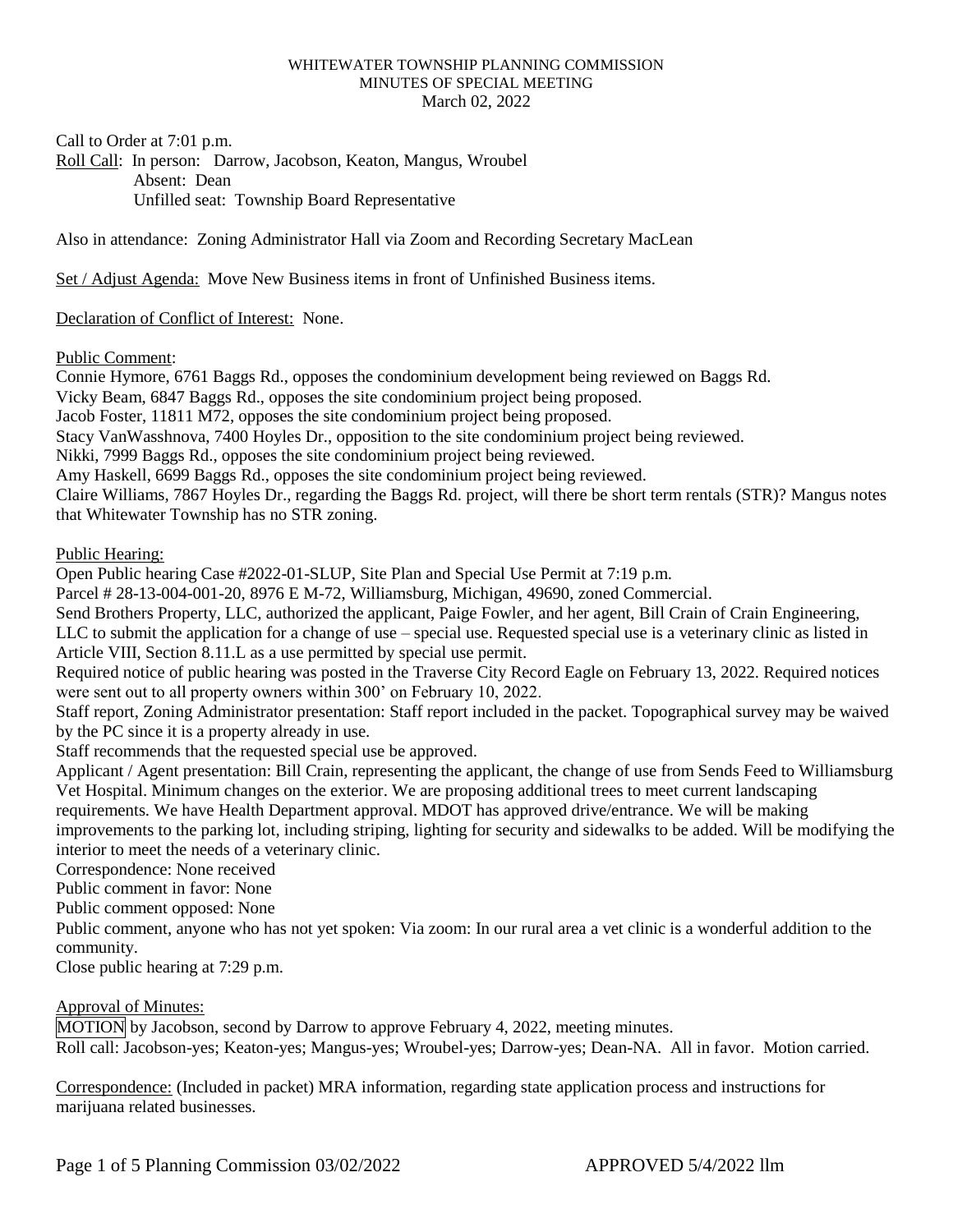WHITEWATER TOWNSHIP PLANNING COMMISSION
MINUTES OF SPECIAL MEETING
March 02, 2022

Call to Order at 7:01 p.m.
Roll Call: In person: Darrow, Jacobson, Keaton, Mangus, Wroubel
Absent: Dean
Unfilled seat: Township Board Representative

Also in attendance: Zoning Administrator Hall via Zoom and Recording Secretary MacLean

Set / Adjust Agenda: Move New Business items in front of Unfinished Business items.

Declaration of Conflict of Interest: None.

Public Comment:
Connie Hymore, 6761 Baggs Rd., opposes the condominium development being reviewed on Baggs Rd.
Vicky Beam, 6847 Baggs Rd., opposes the site condominium project being proposed.
Jacob Foster, 11811 M72, opposes the site condominium project being proposed.
Stacy VanWasshnova, 7400 Hoyles Dr., opposition to the site condominium project being reviewed.
Nikki, 7999 Baggs Rd., opposes the site condominium project being reviewed.
Amy Haskell, 6699 Baggs Rd., opposes the site condominium project being reviewed.
Claire Williams, 7867 Hoyles Dr., regarding the Baggs Rd. project, will there be short term rentals (STR)? Mangus notes that Whitewater Township has no STR zoning.

Public Hearing:
Open Public hearing Case #2022-01-SLUP, Site Plan and Special Use Permit at 7:19 p.m.
Parcel # 28-13-004-001-20, 8976 E M-72, Williamsburg, Michigan, 49690, zoned Commercial.
Send Brothers Property, LLC, authorized the applicant, Paige Fowler, and her agent, Bill Crain of Crain Engineering, LLC to submit the application for a change of use – special use. Requested special use is a veterinary clinic as listed in Article VIII, Section 8.11.L as a use permitted by special use permit.
Required notice of public hearing was posted in the Traverse City Record Eagle on February 13, 2022. Required notices were sent out to all property owners within 300' on February 10, 2022.
Staff report, Zoning Administrator presentation: Staff report included in the packet. Topographical survey may be waived by the PC since it is a property already in use.
Staff recommends that the requested special use be approved.
Applicant / Agent presentation: Bill Crain, representing the applicant, the change of use from Sends Feed to Williamsburg Vet Hospital. Minimum changes on the exterior. We are proposing additional trees to meet current landscaping requirements. We have Health Department approval. MDOT has approved drive/entrance. We will be making improvements to the parking lot, including striping, lighting for security and sidewalks to be added. Will be modifying the interior to meet the needs of a veterinary clinic.
Correspondence: None received
Public comment in favor: None
Public comment opposed: None
Public comment, anyone who has not yet spoken: Via zoom: In our rural area a vet clinic is a wonderful addition to the community.
Close public hearing at 7:29 p.m.

Approval of Minutes:
MOTION by Jacobson, second by Darrow to approve February 4, 2022, meeting minutes.
Roll call: Jacobson-yes; Keaton-yes; Mangus-yes; Wroubel-yes; Darrow-yes; Dean-NA. All in favor. Motion carried.

Correspondence: (Included in packet) MRA information, regarding state application process and instructions for marijuana related businesses.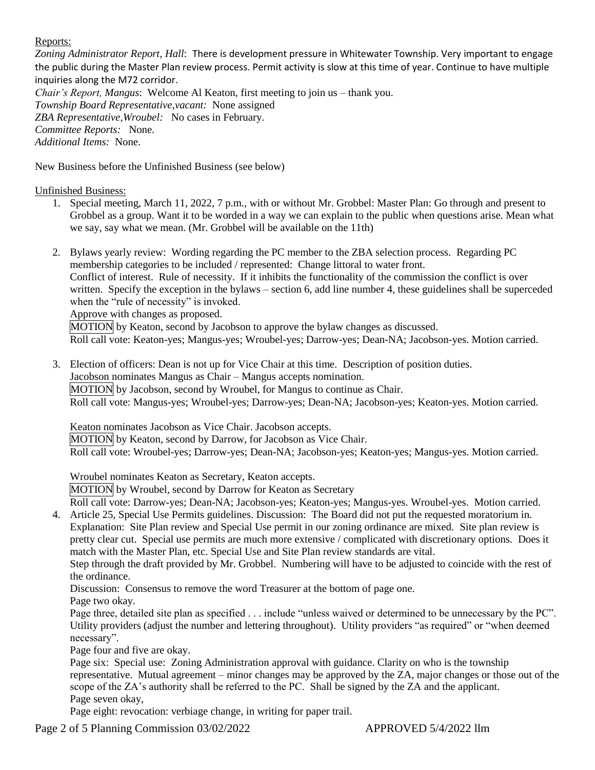Reports:

*Zoning Administrator Report, Hall*: There is development pressure in Whitewater Township. Very important to engage the public during the Master Plan review process. Permit activity is slow at this time of year. Continue to have multiple inquiries along the M72 corridor.

*Chair's Report, Mangus*: Welcome Al Keaton, first meeting to join us – thank you.

*Township Board Representative,vacant:* None assigned

*ZBA Representative,Wroubel:* No cases in February.

*Committee Reports:* None.

*Additional Items:* None.

New Business before the Unfinished Business (see below)

Unfinished Business:

1. Special meeting, March 11, 2022, 7 p.m., with or without Mr. Grobbel: Master Plan: Go through and present to Grobbel as a group. Want it to be worded in a way we can explain to the public when questions arise. Mean what we say, say what we mean. (Mr. Grobbel will be available on the 11th)

2. Bylaws yearly review: Wording regarding the PC member to the ZBA selection process. Regarding PC membership categories to be included / represented: Change littoral to water front.
   Conflict of interest. Rule of necessity. If it inhibits the functionality of the commission the conflict is over written. Specify the exception in the bylaws – section 6, add line number 4, these guidelines shall be superceded when the "rule of necessity" is invoked.
   Approve with changes as proposed.
   MOTION by Keaton, second by Jacobson to approve the bylaw changes as discussed.
   Roll call vote: Keaton-yes; Mangus-yes; Wroubel-yes; Darrow-yes; Dean-NA; Jacobson-yes. Motion carried.

3. Election of officers: Dean is not up for Vice Chair at this time. Description of position duties.
   Jacobson nominates Mangus as Chair – Mangus accepts nomination.
   MOTION by Jacobson, second by Wroubel, for Mangus to continue as Chair.
   Roll call vote: Mangus-yes; Wroubel-yes; Darrow-yes; Dean-NA; Jacobson-yes; Keaton-yes. Motion carried.

   Keaton nominates Jacobson as Vice Chair. Jacobson accepts.
   MOTION by Keaton, second by Darrow, for Jacobson as Vice Chair.
   Roll call vote: Wroubel-yes; Darrow-yes; Dean-NA; Jacobson-yes; Keaton-yes; Mangus-yes. Motion carried.

   Wroubel nominates Keaton as Secretary, Keaton accepts.
   MOTION by Wroubel, second by Darrow for Keaton as Secretary
   Roll call vote: Darrow-yes; Dean-NA; Jacobson-yes; Keaton-yes; Mangus-yes. Wroubel-yes. Motion carried.

4. Article 25, Special Use Permits guidelines. Discussion: The Board did not put the requested moratorium in. Explanation: Site Plan review and Special Use permit in our zoning ordinance are mixed. Site plan review is pretty clear cut. Special use permits are much more extensive / complicated with discretionary options. Does it match with the Master Plan, etc. Special Use and Site Plan review standards are vital.
   Step through the draft provided by Mr. Grobbel. Numbering will have to be adjusted to coincide with the rest of the ordinance.
   Discussion: Consensus to remove the word Treasurer at the bottom of page one.
   Page two okay.
   Page three, detailed site plan as specified . . . include "unless waived or determined to be unnecessary by the PC". Utility providers (adjust the number and lettering throughout). Utility providers "as required" or "when deemed necessary".
   Page four and five are okay.
   Page six: Special use: Zoning Administration approval with guidance. Clarity on who is the township representative. Mutual agreement – minor changes may be approved by the ZA, major changes or those out of the scope of the ZA's authority shall be referred to the PC. Shall be signed by the ZA and the applicant.
   Page seven okay,
   Page eight: revocation: verbiage change, in writing for paper trail.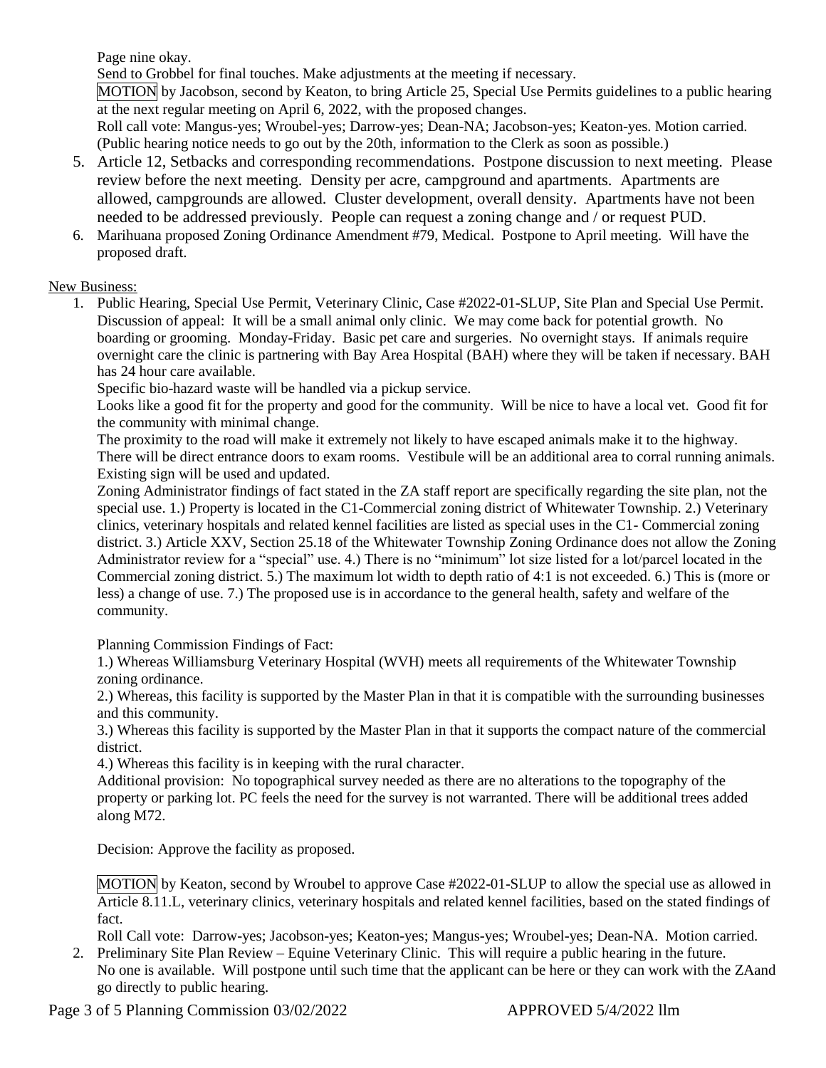Page nine okay.

Send to Grobbel for final touches. Make adjustments at the meeting if necessary.

MOTION by Jacobson, second by Keaton, to bring Article 25, Special Use Permits guidelines to a public hearing at the next regular meeting on April 6, 2022, with the proposed changes.

Roll call vote: Mangus-yes; Wroubel-yes; Darrow-yes; Dean-NA; Jacobson-yes; Keaton-yes. Motion carried. (Public hearing notice needs to go out by the 20th, information to the Clerk as soon as possible.)

5. Article 12, Setbacks and corresponding recommendations. Postpone discussion to next meeting. Please review before the next meeting. Density per acre, campground and apartments. Apartments are allowed, campgrounds are allowed. Cluster development, overall density. Apartments have not been needed to be addressed previously. People can request a zoning change and / or request PUD.
6. Marihuana proposed Zoning Ordinance Amendment #79, Medical. Postpone to April meeting. Will have the proposed draft.

New Business:

1. Public Hearing, Special Use Permit, Veterinary Clinic, Case #2022-01-SLUP, Site Plan and Special Use Permit. Discussion of appeal: It will be a small animal only clinic. We may come back for potential growth. No boarding or grooming. Monday-Friday. Basic pet care and surgeries. No overnight stays. If animals require overnight care the clinic is partnering with Bay Area Hospital (BAH) where they will be taken if necessary. BAH has 24 hour care available.

   Specific bio-hazard waste will be handled via a pickup service.

   Looks like a good fit for the property and good for the community. Will be nice to have a local vet. Good fit for the community with minimal change.

   The proximity to the road will make it extremely not likely to have escaped animals make it to the highway. There will be direct entrance doors to exam rooms. Vestibule will be an additional area to corral running animals. Existing sign will be used and updated.

   Zoning Administrator findings of fact stated in the ZA staff report are specifically regarding the site plan, not the special use. 1.) Property is located in the C1-Commercial zoning district of Whitewater Township. 2.) Veterinary clinics, veterinary hospitals and related kennel facilities are listed as special uses in the C1- Commercial zoning district. 3.) Article XXV, Section 25.18 of the Whitewater Township Zoning Ordinance does not allow the Zoning Administrator review for a "special" use. 4.) There is no "minimum" lot size listed for a lot/parcel located in the Commercial zoning district. 5.) The maximum lot width to depth ratio of 4:1 is not exceeded. 6.) This is (more or less) a change of use. 7.) The proposed use is in accordance to the general health, safety and welfare of the community.

   Planning Commission Findings of Fact:

   1.) Whereas Williamsburg Veterinary Hospital (WVH) meets all requirements of the Whitewater Township zoning ordinance.

   2.) Whereas, this facility is supported by the Master Plan in that it is compatible with the surrounding businesses and this community.

   3.) Whereas this facility is supported by the Master Plan in that it supports the compact nature of the commercial district.

   4.) Whereas this facility is in keeping with the rural character.

   Additional provision: No topographical survey needed as there are no alterations to the topography of the property or parking lot. PC feels the need for the survey is not warranted. There will be additional trees added along M72.

   Decision: Approve the facility as proposed.

   MOTION by Keaton, second by Wroubel to approve Case #2022-01-SLUP to allow the special use as allowed in Article 8.11.L, veterinary clinics, veterinary hospitals and related kennel facilities, based on the stated findings of fact.

   Roll Call vote: Darrow-yes; Jacobson-yes; Keaton-yes; Mangus-yes; Wroubel-yes; Dean-NA. Motion carried.
2. Preliminary Site Plan Review – Equine Veterinary Clinic. This will require a public hearing in the future. No one is available. Will postpone until such time that the applicant can be here or they can work with the ZAand go directly to public hearing.

APPROVED 5/4/2022 llm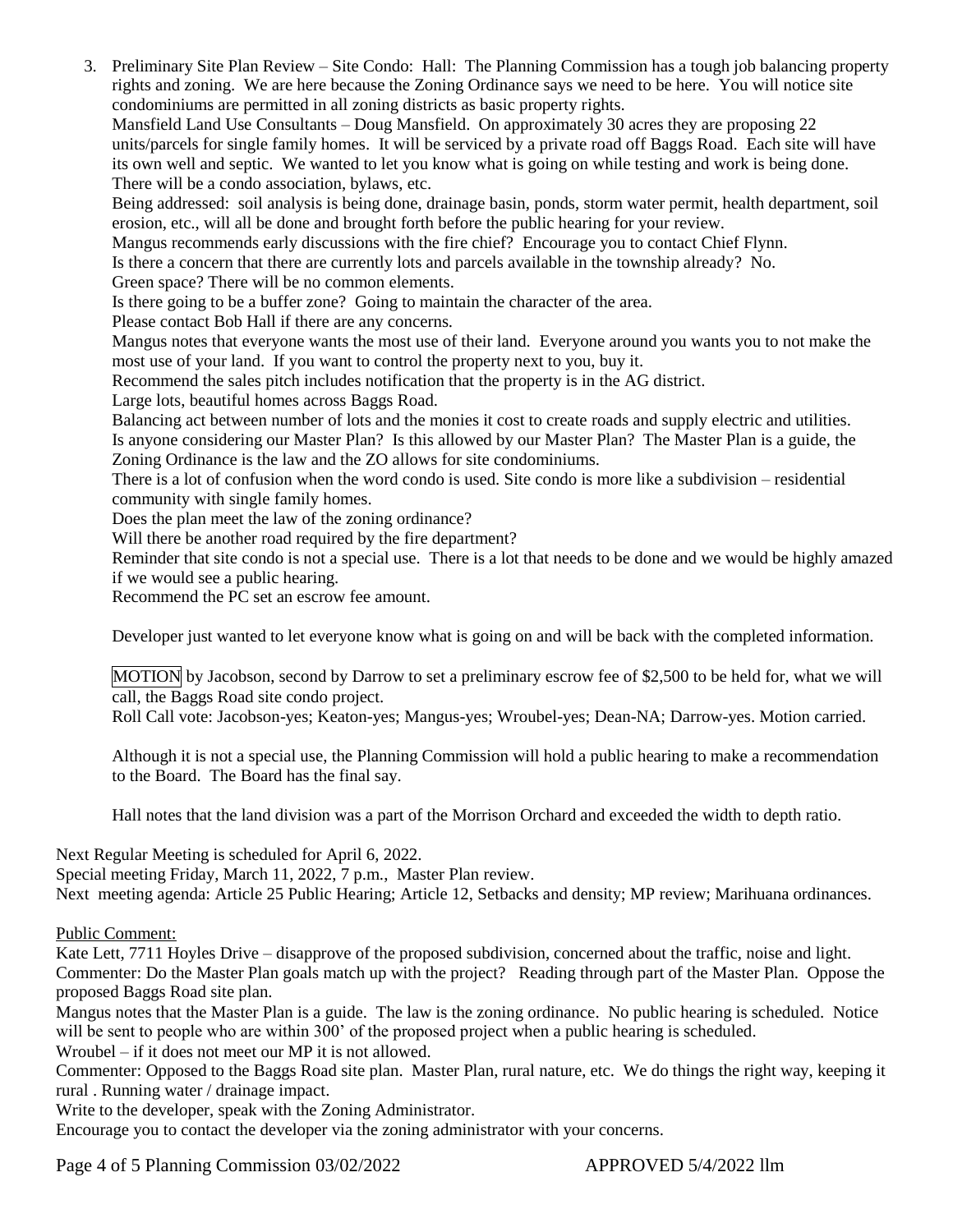3. Preliminary Site Plan Review – Site Condo: Hall: The Planning Commission has a tough job balancing property rights and zoning. We are here because the Zoning Ordinance says we need to be here. You will notice site condominiums are permitted in all zoning districts as basic property rights.

   Mansfield Land Use Consultants – Doug Mansfield. On approximately 30 acres they are proposing 22 units/parcels for single family homes. It will be serviced by a private road off Baggs Road. Each site will have its own well and septic. We wanted to let you know what is going on while testing and work is being done. There will be a condo association, bylaws, etc.

   Being addressed: soil analysis is being done, drainage basin, ponds, storm water permit, health department, soil erosion, etc., will all be done and brought forth before the public hearing for your review.

   Mangus recommends early discussions with the fire chief? Encourage you to contact Chief Flynn.

   Is there a concern that there are currently lots and parcels available in the township already? No.

   Green space? There will be no common elements.

   Is there going to be a buffer zone? Going to maintain the character of the area.

   Please contact Bob Hall if there are any concerns.

   Mangus notes that everyone wants the most use of their land. Everyone around you wants you to not make the most use of your land. If you want to control the property next to you, buy it.

   Recommend the sales pitch includes notification that the property is in the AG district.

   Large lots, beautiful homes across Baggs Road.

   Balancing act between number of lots and the monies it cost to create roads and supply electric and utilities.

   Is anyone considering our Master Plan? Is this allowed by our Master Plan? The Master Plan is a guide, the Zoning Ordinance is the law and the ZO allows for site condominiums.

   There is a lot of confusion when the word condo is used. Site condo is more like a subdivision – residential community with single family homes.

   Does the plan meet the law of the zoning ordinance?

   Will there be another road required by the fire department?

   Reminder that site condo is not a special use. There is a lot that needs to be done and we would be highly amazed if we would see a public hearing.

   Recommend the PC set an escrow fee amount.

   Developer just wanted to let everyone know what is going on and will be back with the completed information.

   MOTION by Jacobson, second by Darrow to set a preliminary escrow fee of $2,500 to be held for, what we will call, the Baggs Road site condo project.

   Roll Call vote: Jacobson-yes; Keaton-yes; Mangus-yes; Wroubel-yes; Dean-NA; Darrow-yes. Motion carried.

   Although it is not a special use, the Planning Commission will hold a public hearing to make a recommendation to the Board. The Board has the final say.

   Hall notes that the land division was a part of the Morrison Orchard and exceeded the width to depth ratio.

Next Regular Meeting is scheduled for April 6, 2022.

Special meeting Friday, March 11, 2022, 7 p.m., Master Plan review.

Next meeting agenda: Article 25 Public Hearing; Article 12, Setbacks and density; MP review; Marihuana ordinances.

Public Comment:

Kate Lett, 7711 Hoyles Drive – disapprove of the proposed subdivision, concerned about the traffic, noise and light.

Commenter: Do the Master Plan goals match up with the project? Reading through part of the Master Plan. Oppose the proposed Baggs Road site plan.

Mangus notes that the Master Plan is a guide. The law is the zoning ordinance. No public hearing is scheduled. Notice will be sent to people who are within 300' of the proposed project when a public hearing is scheduled.

Wroubel – if it does not meet our MP it is not allowed.

Commenter: Opposed to the Baggs Road site plan. Master Plan, rural nature, etc. We do things the right way, keeping it rural . Running water / drainage impact.

Write to the developer, speak with the Zoning Administrator.

Encourage you to contact the developer via the zoning administrator with your concerns.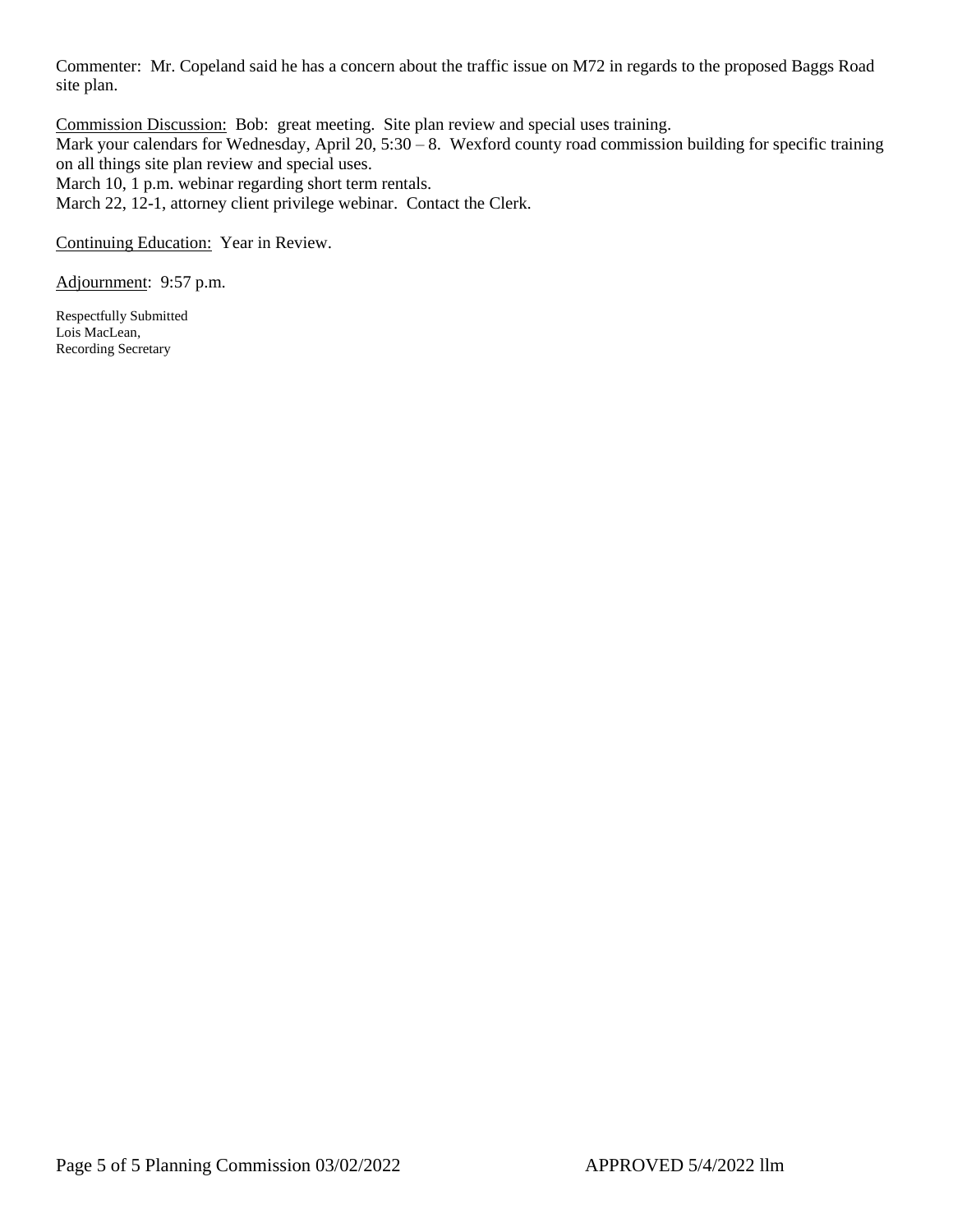Commenter: Mr. Copeland said he has a concern about the traffic issue on M72 in regards to the proposed Baggs Road site plan.

Commission Discussion: Bob: great meeting. Site plan review and special uses training.
Mark your calendars for Wednesday, April 20, 5:30 – 8. Wexford county road commission building for specific training on all things site plan review and special uses.
March 10, 1 p.m. webinar regarding short term rentals.
March 22, 12-1, attorney client privilege webinar. Contact the Clerk.

Continuing Education: Year in Review.

Adjournment: 9:57 p.m.

Respectfully Submitted
Lois MacLean,
Recording Secretary